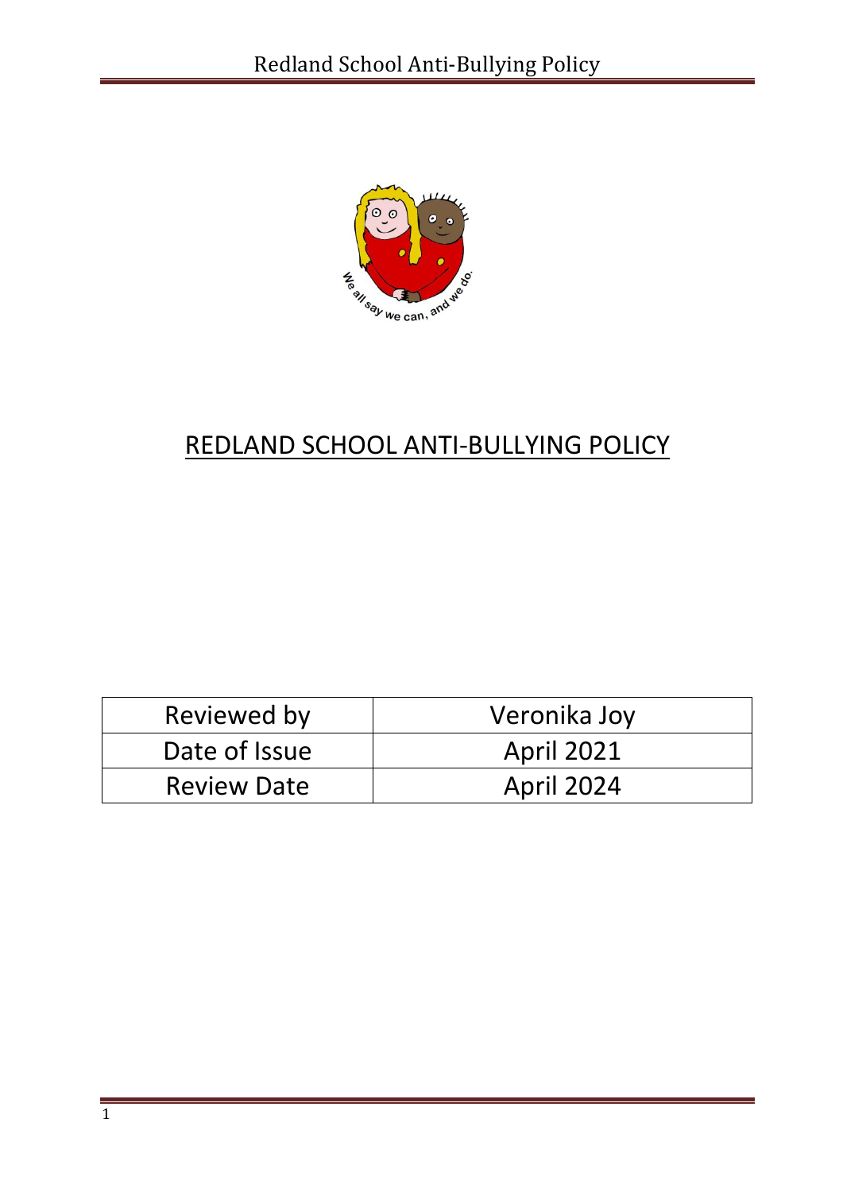# REDLAND SCHOOL ANTI-BULLYING POLICY

| Reviewed by | Veronika Joy |
|---|---|
| Date of Issue | April 2021 |
| Review Date | April 2024 |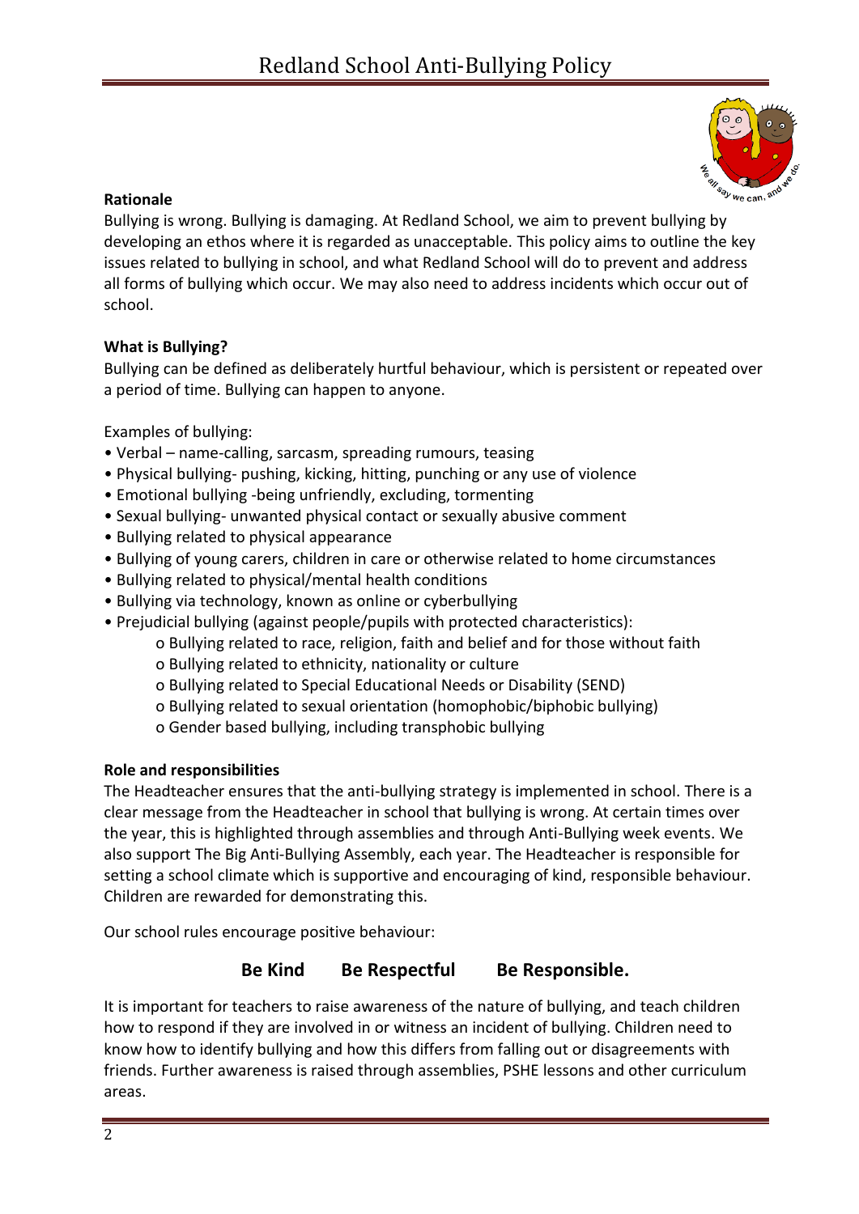**Rationale**

Bullying is wrong. Bullying is damaging. At Redland School, we aim to prevent bullying by developing an ethos where it is regarded as unacceptable. This policy aims to outline the key issues related to bullying in school, and what Redland School will do to prevent and address all forms of bullying which occur. We may also need to address incidents which occur out of school.

**What is Bullying?**

Bullying can be defined as deliberately hurtful behaviour, which is persistent or repeated over a period of time. Bullying can happen to anyone.

Examples of bullying:

- Verbal – name-calling, sarcasm, spreading rumours, teasing
- Physical bullying- pushing, kicking, hitting, punching or any use of violence
- Emotional bullying -being unfriendly, excluding, tormenting
- Sexual bullying- unwanted physical contact or sexually abusive comment
- Bullying related to physical appearance
- Bullying of young carers, children in care or otherwise related to home circumstances
- Bullying related to physical/mental health conditions
- Bullying via technology, known as online or cyberbullying
- Prejudicial bullying (against people/pupils with protected characteristics):
  - Bullying related to race, religion, faith and belief and for those without faith
  - Bullying related to ethnicity, nationality or culture
  - Bullying related to Special Educational Needs or Disability (SEND)
  - Bullying related to sexual orientation (homophobic/biphobic bullying)
  - Gender based bullying, including transphobic bullying

**Role and responsibilities**

The Headteacher ensures that the anti-bullying strategy is implemented in school. There is a clear message from the Headteacher in school that bullying is wrong. At certain times over the year, this is highlighted through assemblies and through Anti-Bullying week events. We also support The Big Anti-Bullying Assembly, each year. The Headteacher is responsible for setting a school climate which is supportive and encouraging of kind, responsible behaviour. Children are rewarded for demonstrating this.

Our school rules encourage positive behaviour:

**Be Kind Be Respectful Be Responsible.**

It is important for teachers to raise awareness of the nature of bullying, and teach children how to respond if they are involved in or witness an incident of bullying. Children need to know how to identify bullying and how this differs from falling out or disagreements with friends. Further awareness is raised through assemblies, PSHE lessons and other curriculum areas.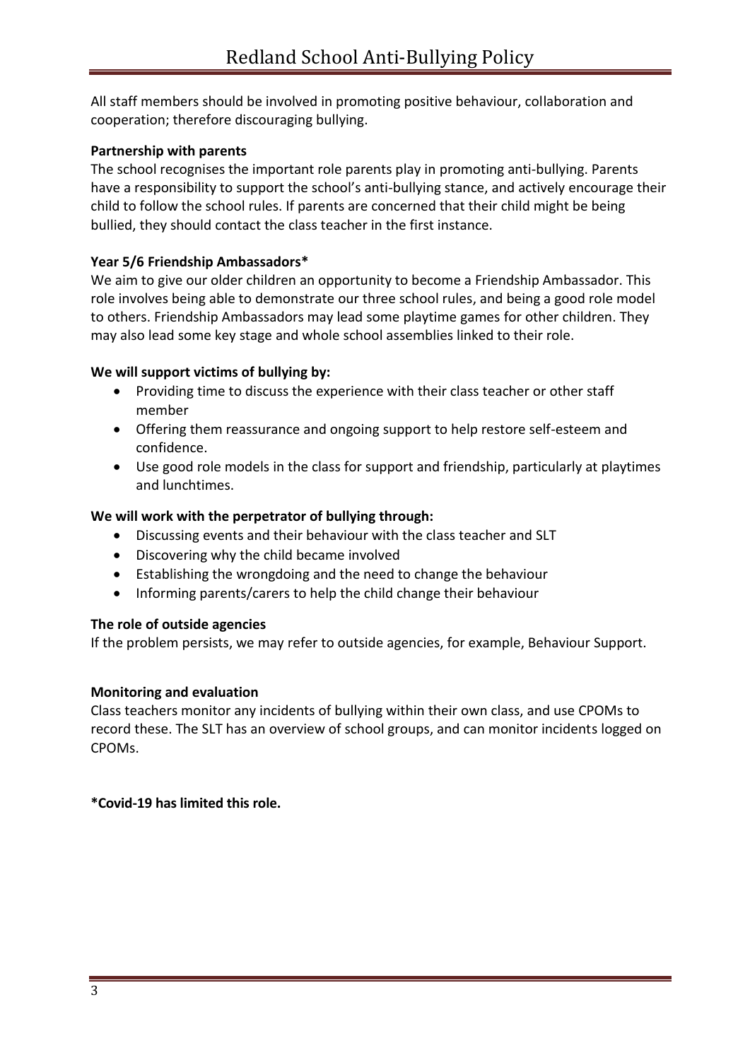All staff members should be involved in promoting positive behaviour, collaboration and cooperation; therefore discouraging bullying.

**Partnership with parents**

The school recognises the important role parents play in promoting anti-bullying. Parents have a responsibility to support the school's anti-bullying stance, and actively encourage their child to follow the school rules. If parents are concerned that their child might be being bullied, they should contact the class teacher in the first instance.

**Year 5/6 Friendship Ambassadors***

We aim to give our older children an opportunity to become a Friendship Ambassador. This role involves being able to demonstrate our three school rules, and being a good role model to others. Friendship Ambassadors may lead some playtime games for other children. They may also lead some key stage and whole school assemblies linked to their role.

**We will support victims of bullying by:**

- Providing time to discuss the experience with their class teacher or other staff member
- Offering them reassurance and ongoing support to help restore self-esteem and confidence.
- Use good role models in the class for support and friendship, particularly at playtimes and lunchtimes.

**We will work with the perpetrator of bullying through:**

- Discussing events and their behaviour with the class teacher and SLT
- Discovering why the child became involved
- Establishing the wrongdoing and the need to change the behaviour
- Informing parents/carers to help the child change their behaviour

**The role of outside agencies**

If the problem persists, we may refer to outside agencies, for example, Behaviour Support.

**Monitoring and evaluation**

Class teachers monitor any incidents of bullying within their own class, and use CPOMs to record these. The SLT has an overview of school groups, and can monitor incidents logged on CPOMs.

***Covid-19 has limited this role.**